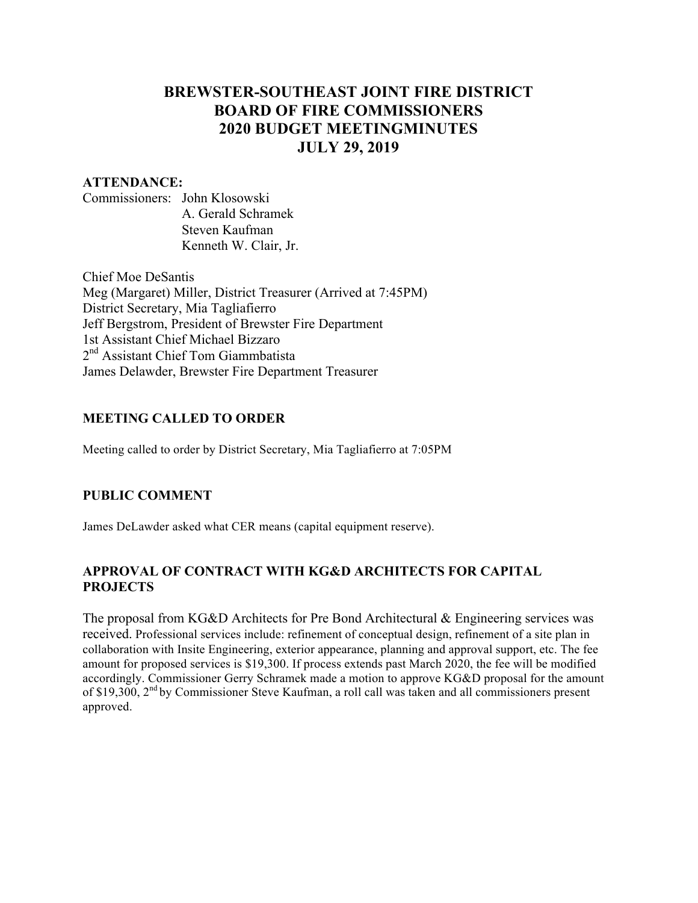# BREWSTER-SOUTHEAST JOINT FIRE DISTRICT
# BOARD OF FIRE COMMISSIONERS
# 2020 BUDGET MEETINGMINUTES
# JULY 29, 2019

**ATTENDANCE:**

Commissioners: John Klosowski
A. Gerald Schramek
Steven Kaufman
Kenneth W. Clair, Jr.

Chief Moe DeSantis
Meg (Margaret) Miller, District Treasurer (Arrived at 7:45PM)
District Secretary, Mia Tagliafierro
Jeff Bergstrom, President of Brewster Fire Department
1st Assistant Chief Michael Bizzaro
2nd Assistant Chief Tom Giammbatista
James Delawder, Brewster Fire Department Treasurer

## MEETING CALLED TO ORDER

Meeting called to order by District Secretary, Mia Tagliafierro at 7:05PM

## PUBLIC COMMENT

James DeLawder asked what CER means (capital equipment reserve).

## APPROVAL OF CONTRACT WITH KG&D ARCHITECTS FOR CAPITAL PROJECTS

The proposal from KG&D Architects for Pre Bond Architectural & Engineering services was received. Professional services include: refinement of conceptual design, refinement of a site plan in collaboration with Insite Engineering, exterior appearance, planning and approval support, etc. The fee amount for proposed services is $19,300. If process extends past March 2020, the fee will be modified accordingly. Commissioner Gerry Schramek made a motion to approve KG&D proposal for the amount of $19,300, 2nd by Commissioner Steve Kaufman, a roll call was taken and all commissioners present approved.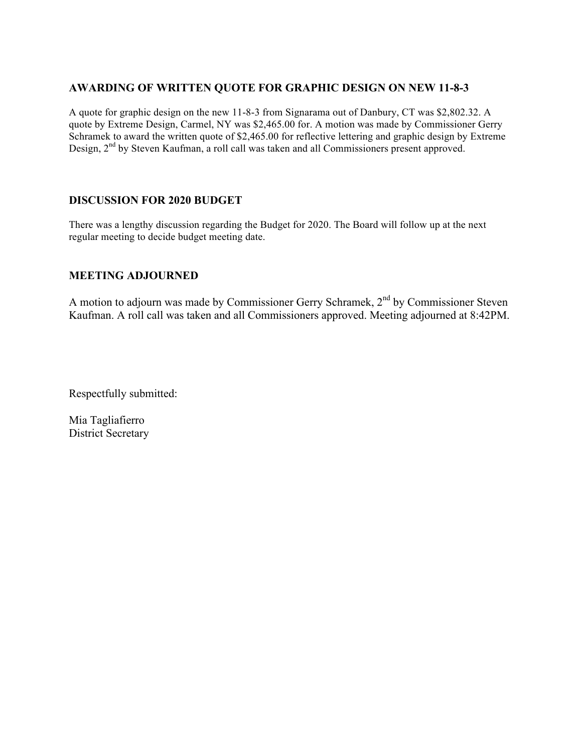## AWARDING OF WRITTEN QUOTE FOR GRAPHIC DESIGN ON NEW 11-8-3

A quote for graphic design on the new 11-8-3 from Signarama out of Danbury, CT was $2,802.32. A quote by Extreme Design, Carmel, NY was $2,465.00 for. A motion was made by Commissioner Gerry Schramek to award the written quote of $2,465.00 for reflective lettering and graphic design by Extreme Design, 2nd by Steven Kaufman, a roll call was taken and all Commissioners present approved.

## DISCUSSION FOR 2020 BUDGET

There was a lengthy discussion regarding the Budget for 2020. The Board will follow up at the next regular meeting to decide budget meeting date.

## MEETING ADJOURNED

A motion to adjourn was made by Commissioner Gerry Schramek, 2nd by Commissioner Steven Kaufman. A roll call was taken and all Commissioners approved. Meeting adjourned at 8:42PM.

Respectfully submitted:

Mia Tagliafierro
District Secretary